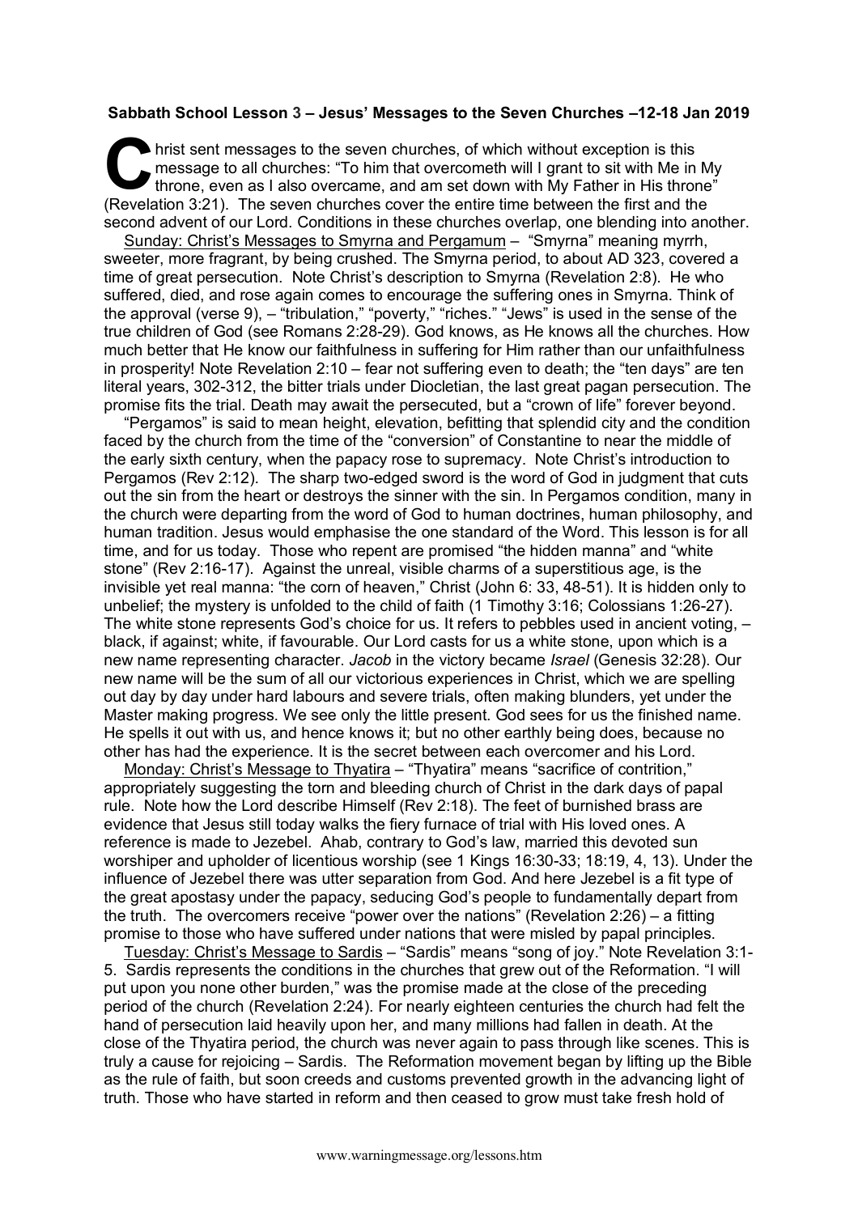**Sabbath School Lesson 3 – Jesus' Messages to the Seven Churches –12-18 Jan 2019**

Christ sent messages to the seven churches, of which without exception is this message to all churches: "To him that overcometh will I grant to sit with Me in My throne, even as I also overcame, and am set down with My Father in His throne" (Revelation 3:21). The seven churches cover the entire time between the first and the second advent of our Lord. Conditions in these churches overlap, one blending into another.

Sunday: Christ's Messages to Smyrna and Pergamum – "Smyrna" meaning myrrh, sweeter, more fragrant, by being crushed. The Smyrna period, to about AD 323, covered a time of great persecution. Note Christ's description to Smyrna (Revelation 2:8). He who suffered, died, and rose again comes to encourage the suffering ones in Smyrna. Think of the approval (verse 9), – "tribulation," "poverty," "riches." "Jews" is used in the sense of the true children of God (see Romans 2:28-29). God knows, as He knows all the churches. How much better that He know our faithfulness in suffering for Him rather than our unfaithfulness in prosperity! Note Revelation 2:10 – fear not suffering even to death; the "ten days" are ten literal years, 302-312, the bitter trials under Diocletian, the last great pagan persecution. The promise fits the trial. Death may await the persecuted, but a "crown of life" forever beyond.

"Pergamos" is said to mean height, elevation, befitting that splendid city and the condition faced by the church from the time of the "conversion" of Constantine to near the middle of the early sixth century, when the papacy rose to supremacy. Note Christ's introduction to Pergamos (Rev 2:12). The sharp two-edged sword is the word of God in judgment that cuts out the sin from the heart or destroys the sinner with the sin. In Pergamos condition, many in the church were departing from the word of God to human doctrines, human philosophy, and human tradition. Jesus would emphasise the one standard of the Word. This lesson is for all time, and for us today. Those who repent are promised "the hidden manna" and "white stone" (Rev 2:16-17). Against the unreal, visible charms of a superstitious age, is the invisible yet real manna: "the corn of heaven," Christ (John 6: 33, 48-51). It is hidden only to unbelief; the mystery is unfolded to the child of faith (1 Timothy 3:16; Colossians 1:26-27). The white stone represents God's choice for us. It refers to pebbles used in ancient voting, – black, if against; white, if favourable. Our Lord casts for us a white stone, upon which is a new name representing character. *Jacob* in the victory became *Israel* (Genesis 32:28). Our new name will be the sum of all our victorious experiences in Christ, which we are spelling out day by day under hard labours and severe trials, often making blunders, yet under the Master making progress. We see only the little present. God sees for us the finished name. He spells it out with us, and hence knows it; but no other earthly being does, because no other has had the experience. It is the secret between each overcomer and his Lord.

Monday: Christ's Message to Thyatira – "Thyatira" means "sacrifice of contrition," appropriately suggesting the torn and bleeding church of Christ in the dark days of papal rule. Note how the Lord describe Himself (Rev 2:18). The feet of burnished brass are evidence that Jesus still today walks the fiery furnace of trial with His loved ones. A reference is made to Jezebel. Ahab, contrary to God's law, married this devoted sun worshiper and upholder of licentious worship (see 1 Kings 16:30-33; 18:19, 4, 13). Under the influence of Jezebel there was utter separation from God. And here Jezebel is a fit type of the great apostasy under the papacy, seducing God's people to fundamentally depart from the truth. The overcomers receive "power over the nations" (Revelation 2:26) – a fitting promise to those who have suffered under nations that were misled by papal principles.

Tuesday: Christ's Message to Sardis – "Sardis" means "song of joy." Note Revelation 3:1-5. Sardis represents the conditions in the churches that grew out of the Reformation. "I will put upon you none other burden," was the promise made at the close of the preceding period of the church (Revelation 2:24). For nearly eighteen centuries the church had felt the hand of persecution laid heavily upon her, and many millions had fallen in death. At the close of the Thyatira period, the church was never again to pass through like scenes. This is truly a cause for rejoicing – Sardis. The Reformation movement began by lifting up the Bible as the rule of faith, but soon creeds and customs prevented growth in the advancing light of truth. Those who have started in reform and then ceased to grow must take fresh hold of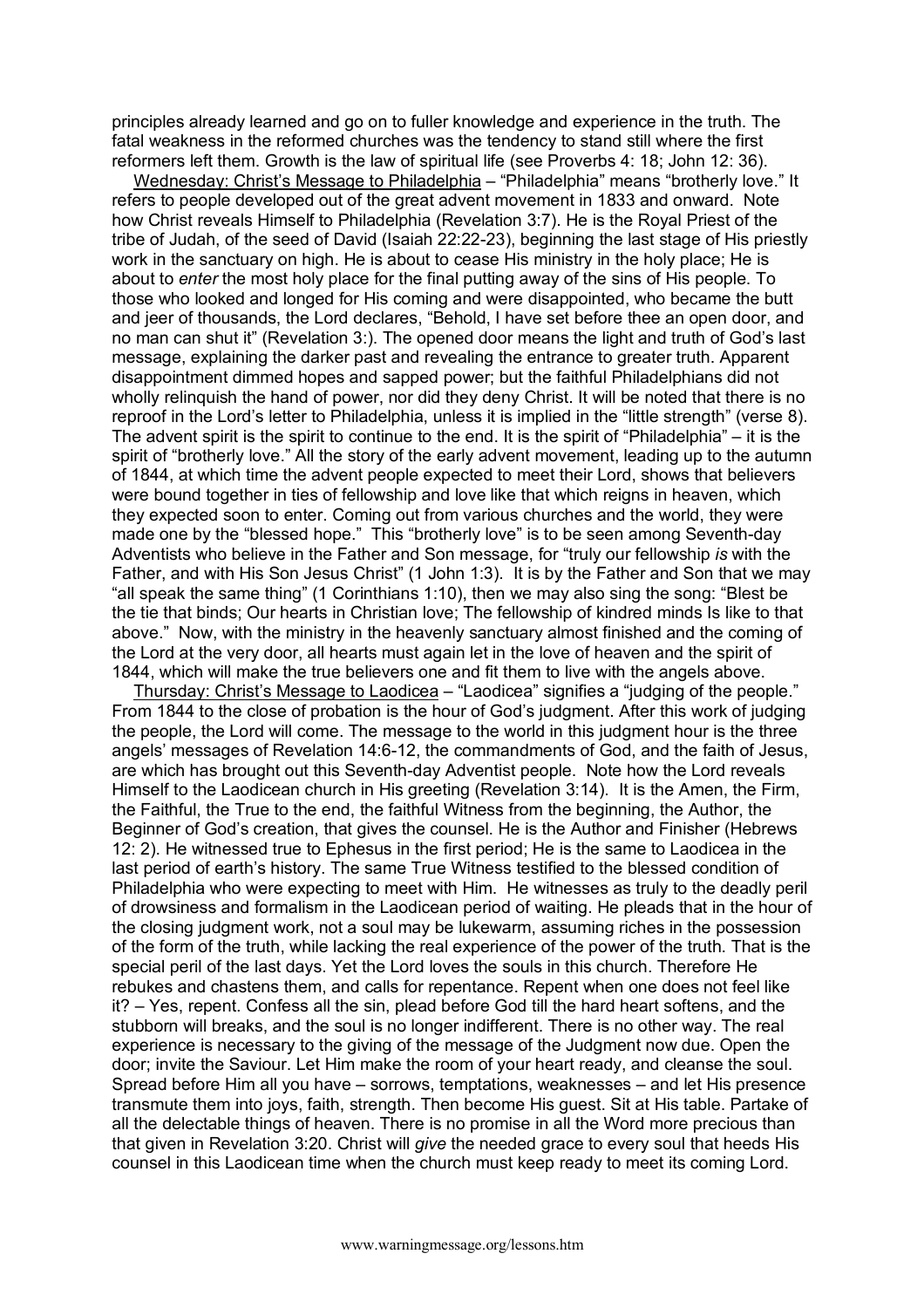principles already learned and go on to fuller knowledge and experience in the truth. The fatal weakness in the reformed churches was the tendency to stand still where the first reformers left them. Growth is the law of spiritual life (see Proverbs 4: 18; John 12: 36).

Wednesday: Christ's Message to Philadelphia – "Philadelphia" means "brotherly love." It refers to people developed out of the great advent movement in 1833 and onward. Note how Christ reveals Himself to Philadelphia (Revelation 3:7). He is the Royal Priest of the tribe of Judah, of the seed of David (Isaiah 22:22-23), beginning the last stage of His priestly work in the sanctuary on high. He is about to cease His ministry in the holy place; He is about to *enter* the most holy place for the final putting away of the sins of His people. To those who looked and longed for His coming and were disappointed, who became the butt and jeer of thousands, the Lord declares, "Behold, I have set before thee an open door, and no man can shut it" (Revelation 3:). The opened door means the light and truth of God's last message, explaining the darker past and revealing the entrance to greater truth. Apparent disappointment dimmed hopes and sapped power; but the faithful Philadelphians did not wholly relinquish the hand of power, nor did they deny Christ. It will be noted that there is no reproof in the Lord's letter to Philadelphia, unless it is implied in the "little strength" (verse 8). The advent spirit is the spirit to continue to the end. It is the spirit of "Philadelphia" – it is the spirit of "brotherly love." All the story of the early advent movement, leading up to the autumn of 1844, at which time the advent people expected to meet their Lord, shows that believers were bound together in ties of fellowship and love like that which reigns in heaven, which they expected soon to enter. Coming out from various churches and the world, they were made one by the "blessed hope." This "brotherly love" is to be seen among Seventh-day Adventists who believe in the Father and Son message, for "truly our fellowship *is* with the Father, and with His Son Jesus Christ" (1 John 1:3). It is by the Father and Son that we may "all speak the same thing" (1 Corinthians 1:10), then we may also sing the song: "Blest be the tie that binds; Our hearts in Christian love; The fellowship of kindred minds Is like to that above." Now, with the ministry in the heavenly sanctuary almost finished and the coming of the Lord at the very door, all hearts must again let in the love of heaven and the spirit of 1844, which will make the true believers one and fit them to live with the angels above.

Thursday: Christ's Message to Laodicea – "Laodicea" signifies a "judging of the people." From 1844 to the close of probation is the hour of God's judgment. After this work of judging the people, the Lord will come. The message to the world in this judgment hour is the three angels' messages of Revelation 14:6-12, the commandments of God, and the faith of Jesus, are which has brought out this Seventh-day Adventist people. Note how the Lord reveals Himself to the Laodicean church in His greeting (Revelation 3:14). It is the Amen, the Firm, the Faithful, the True to the end, the faithful Witness from the beginning, the Author, the Beginner of God's creation, that gives the counsel. He is the Author and Finisher (Hebrews 12: 2). He witnessed true to Ephesus in the first period; He is the same to Laodicea in the last period of earth's history. The same True Witness testified to the blessed condition of Philadelphia who were expecting to meet with Him. He witnesses as truly to the deadly peril of drowsiness and formalism in the Laodicean period of waiting. He pleads that in the hour of the closing judgment work, not a soul may be lukewarm, assuming riches in the possession of the form of the truth, while lacking the real experience of the power of the truth. That is the special peril of the last days. Yet the Lord loves the souls in this church. Therefore He rebukes and chastens them, and calls for repentance. Repent when one does not feel like it? – Yes, repent. Confess all the sin, plead before God till the hard heart softens, and the stubborn will breaks, and the soul is no longer indifferent. There is no other way. The real experience is necessary to the giving of the message of the Judgment now due. Open the door; invite the Saviour. Let Him make the room of your heart ready, and cleanse the soul. Spread before Him all you have – sorrows, temptations, weaknesses – and let His presence transmute them into joys, faith, strength. Then become His guest. Sit at His table. Partake of all the delectable things of heaven. There is no promise in all the Word more precious than that given in Revelation 3:20. Christ will *give* the needed grace to every soul that heeds His counsel in this Laodicean time when the church must keep ready to meet its coming Lord.